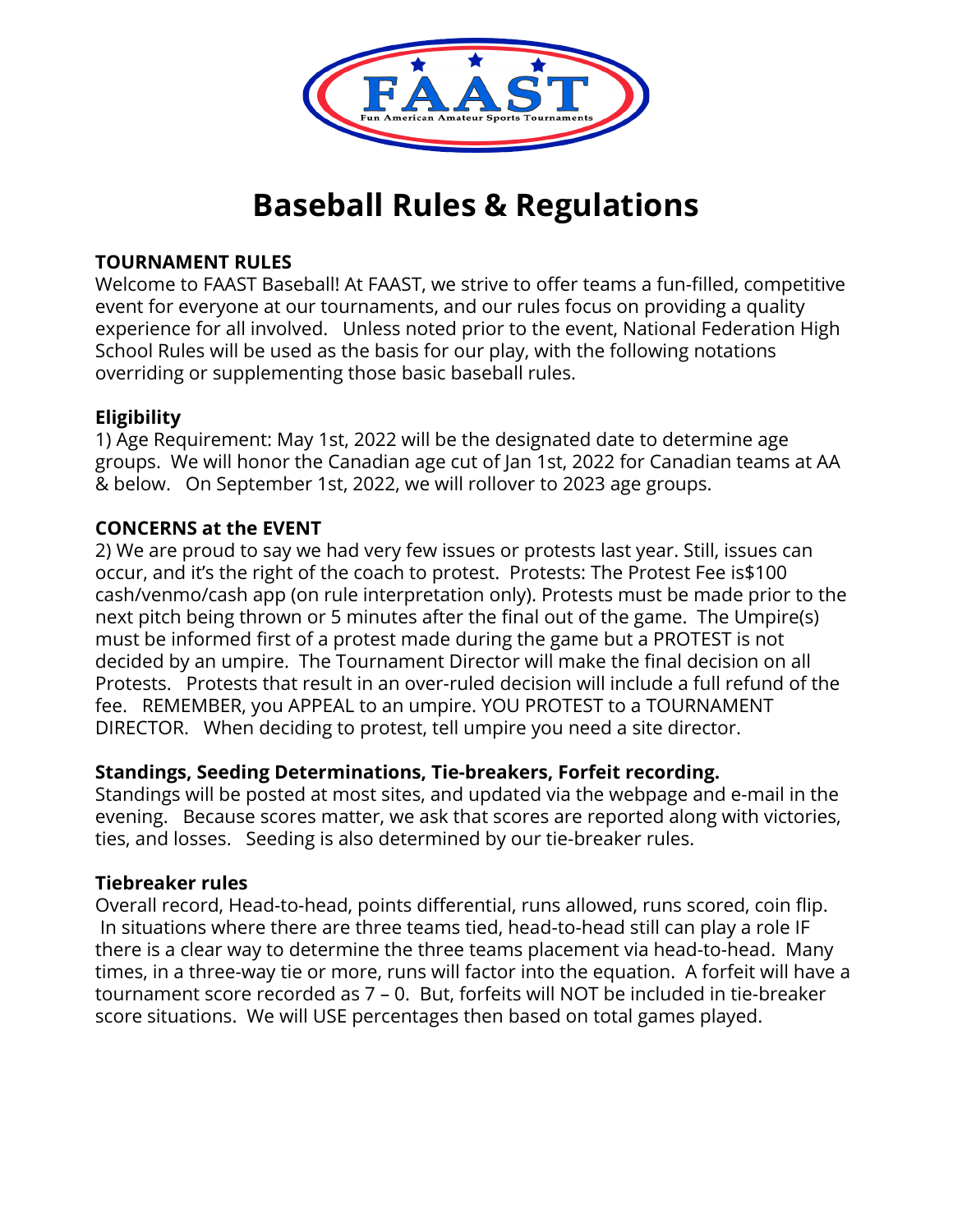# Baseball Rules & Regulations

**TOURNAMENT RULES**

Welcome to FAAST Baseball! At FAAST, we strive to offer teams a fun-filled, competitive event for everyone at our tournaments, and our rules focus on providing a quality experience for all involved. Unless noted prior to the event, National Federation High School Rules will be used as the basis for our play, with the following notations overriding or supplementing those basic baseball rules.

**Eligibility**

1) Age Requirement: May 1st, 2022 will be the designated date to determine age groups. We will honor the Canadian age cut of Jan 1st, 2022 for Canadian teams at AA & below. On September 1st, 2022, we will rollover to 2023 age groups.

**CONCERNS at the EVENT**

2) We are proud to say we had very few issues or protests last year. Still, issues can occur, and it's the right of the coach to protest. Protests: The Protest Fee is$100 cash/venmo/cash app (on rule interpretation only). Protests must be made prior to the next pitch being thrown or 5 minutes after the final out of the game. The Umpire(s) must be informed first of a protest made during the game but a PROTEST is not decided by an umpire. The Tournament Director will make the final decision on all Protests. Protests that result in an over-ruled decision will include a full refund of the fee. REMEMBER, you APPEAL to an umpire. YOU PROTEST to a TOURNAMENT DIRECTOR. When deciding to protest, tell umpire you need a site director.

**Standings, Seeding Determinations, Tie-breakers, Forfeit recording.**

Standings will be posted at most sites, and updated via the webpage and e-mail in the evening. Because scores matter, we ask that scores are reported along with victories, ties, and losses. Seeding is also determined by our tie-breaker rules.

**Tiebreaker rules**

Overall record, Head-to-head, points differential, runs allowed, runs scored, coin flip. In situations where there are three teams tied, head-to-head still can play a role IF there is a clear way to determine the three teams placement via head-to-head. Many times, in a three-way tie or more, runs will factor into the equation. A forfeit will have a tournament score recorded as 7 – 0. But, forfeits will NOT be included in tie-breaker score situations. We will USE percentages then based on total games played.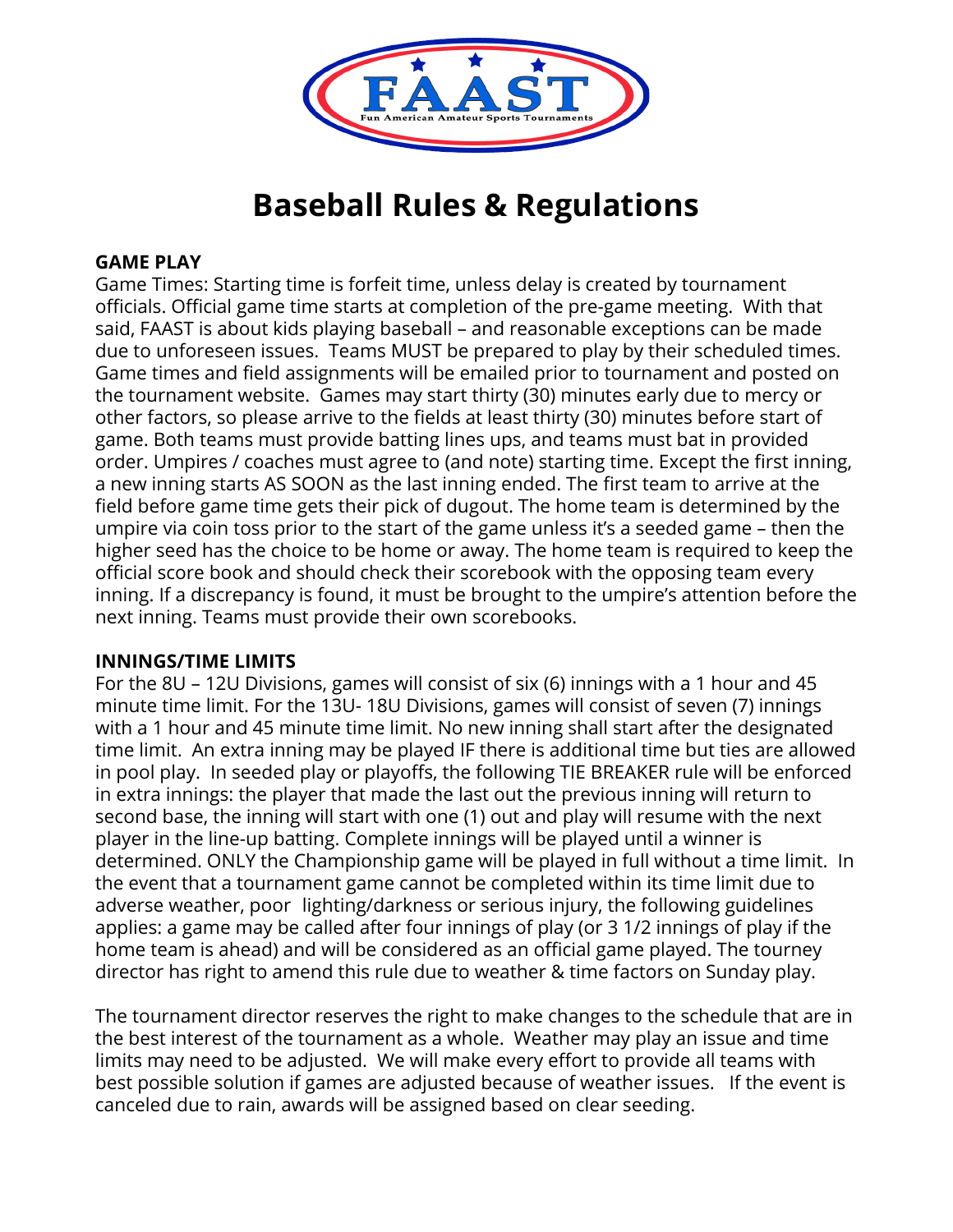# Baseball Rules & Regulations

**GAME PLAY**

Game Times: Starting time is forfeit time, unless delay is created by tournament officials. Official game time starts at completion of the pre-game meeting. With that said, FAAST is about kids playing baseball – and reasonable exceptions can be made due to unforeseen issues. Teams MUST be prepared to play by their scheduled times. Game times and field assignments will be emailed prior to tournament and posted on the tournament website. Games may start thirty (30) minutes early due to mercy or other factors, so please arrive to the fields at least thirty (30) minutes before start of game. Both teams must provide batting lines ups, and teams must bat in provided order. Umpires / coaches must agree to (and note) starting time. Except the first inning, a new inning starts AS SOON as the last inning ended. The first team to arrive at the field before game time gets their pick of dugout. The home team is determined by the umpire via coin toss prior to the start of the game unless it's a seeded game – then the higher seed has the choice to be home or away. The home team is required to keep the official score book and should check their scorebook with the opposing team every inning. If a discrepancy is found, it must be brought to the umpire's attention before the next inning. Teams must provide their own scorebooks.

**INNINGS/TIME LIMITS**

For the 8U – 12U Divisions, games will consist of six (6) innings with a 1 hour and 45 minute time limit. For the 13U- 18U Divisions, games will consist of seven (7) innings with a 1 hour and 45 minute time limit. No new inning shall start after the designated time limit. An extra inning may be played IF there is additional time but ties are allowed in pool play. In seeded play or playoffs, the following TIE BREAKER rule will be enforced in extra innings: the player that made the last out the previous inning will return to second base, the inning will start with one (1) out and play will resume with the next player in the line-up batting. Complete innings will be played until a winner is determined. ONLY the Championship game will be played in full without a time limit. In the event that a tournament game cannot be completed within its time limit due to adverse weather, poor lighting/darkness or serious injury, the following guidelines applies: a game may be called after four innings of play (or 3 1/2 innings of play if the home team is ahead) and will be considered as an official game played. The tourney director has right to amend this rule due to weather & time factors on Sunday play.

The tournament director reserves the right to make changes to the schedule that are in the best interest of the tournament as a whole. Weather may play an issue and time limits may need to be adjusted. We will make every effort to provide all teams with best possible solution if games are adjusted because of weather issues. If the event is canceled due to rain, awards will be assigned based on clear seeding.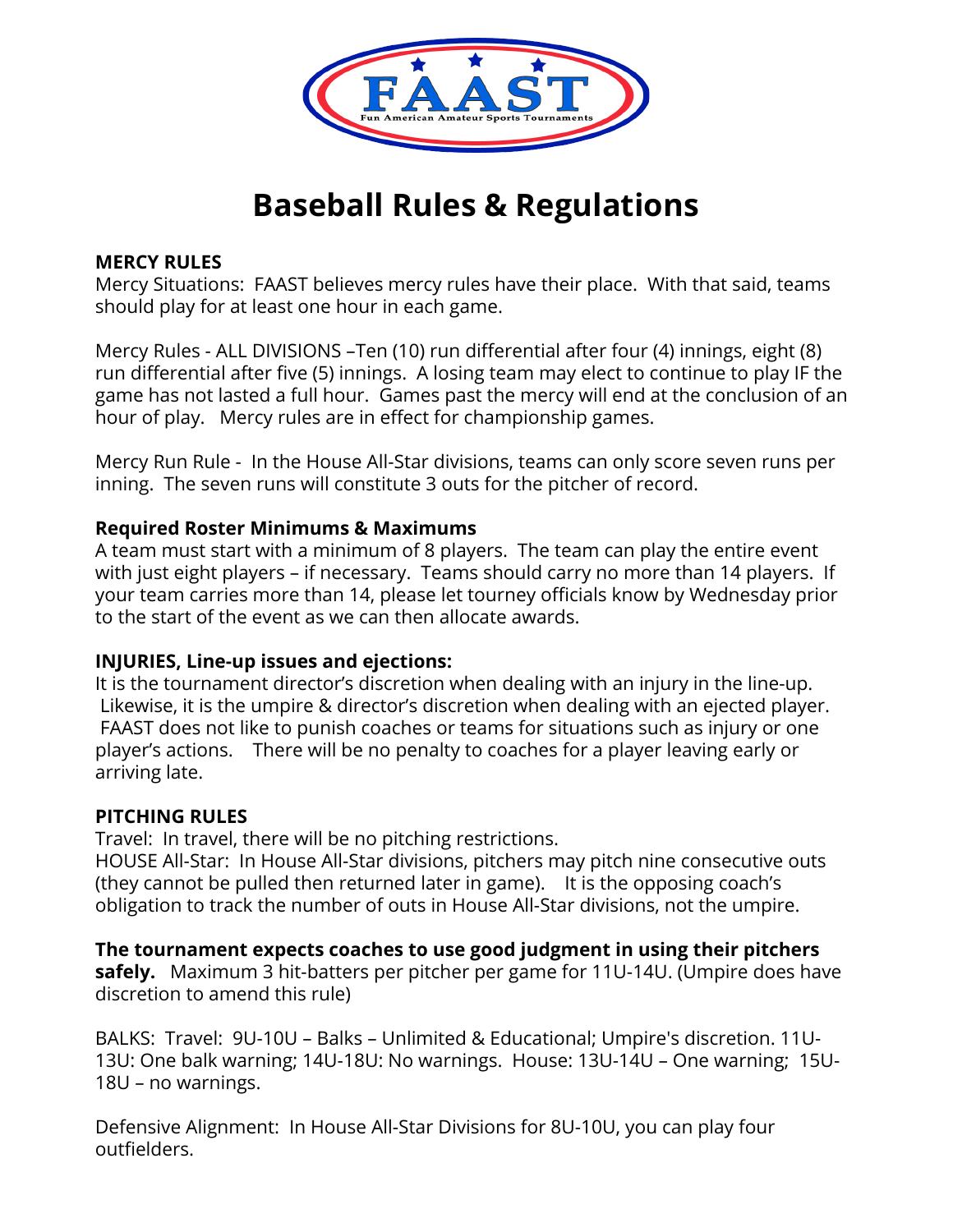# Baseball Rules & Regulations

**MERCY RULES**

Mercy Situations: FAAST believes mercy rules have their place. With that said, teams should play for at least one hour in each game.

Mercy Rules - ALL DIVISIONS –Ten (10) run differential after four (4) innings, eight (8) run differential after five (5) innings. A losing team may elect to continue to play IF the game has not lasted a full hour. Games past the mercy will end at the conclusion of an hour of play. Mercy rules are in effect for championship games.

Mercy Run Rule - In the House All-Star divisions, teams can only score seven runs per inning. The seven runs will constitute 3 outs for the pitcher of record.

**Required Roster Minimums & Maximums**

A team must start with a minimum of 8 players. The team can play the entire event with just eight players – if necessary. Teams should carry no more than 14 players. If your team carries more than 14, please let tourney officials know by Wednesday prior to the start of the event as we can then allocate awards.

**INJURIES, Line-up issues and ejections:**

It is the tournament director's discretion when dealing with an injury in the line-up. Likewise, it is the umpire & director's discretion when dealing with an ejected player. FAAST does not like to punish coaches or teams for situations such as injury or one player's actions. There will be no penalty to coaches for a player leaving early or arriving late.

**PITCHING RULES**

Travel: In travel, there will be no pitching restrictions.

HOUSE All-Star: In House All-Star divisions, pitchers may pitch nine consecutive outs (they cannot be pulled then returned later in game). It is the opposing coach's obligation to track the number of outs in House All-Star divisions, not the umpire.

**The tournament expects coaches to use good judgment in using their pitchers safely.** Maximum 3 hit-batters per pitcher per game for 11U-14U. (Umpire does have discretion to amend this rule)

BALKS: Travel: 9U-10U – Balks – Unlimited & Educational; Umpire's discretion. 11U-13U: One balk warning; 14U-18U: No warnings. House: 13U-14U – One warning; 15U-18U – no warnings.

Defensive Alignment: In House All-Star Divisions for 8U-10U, you can play four outfielders.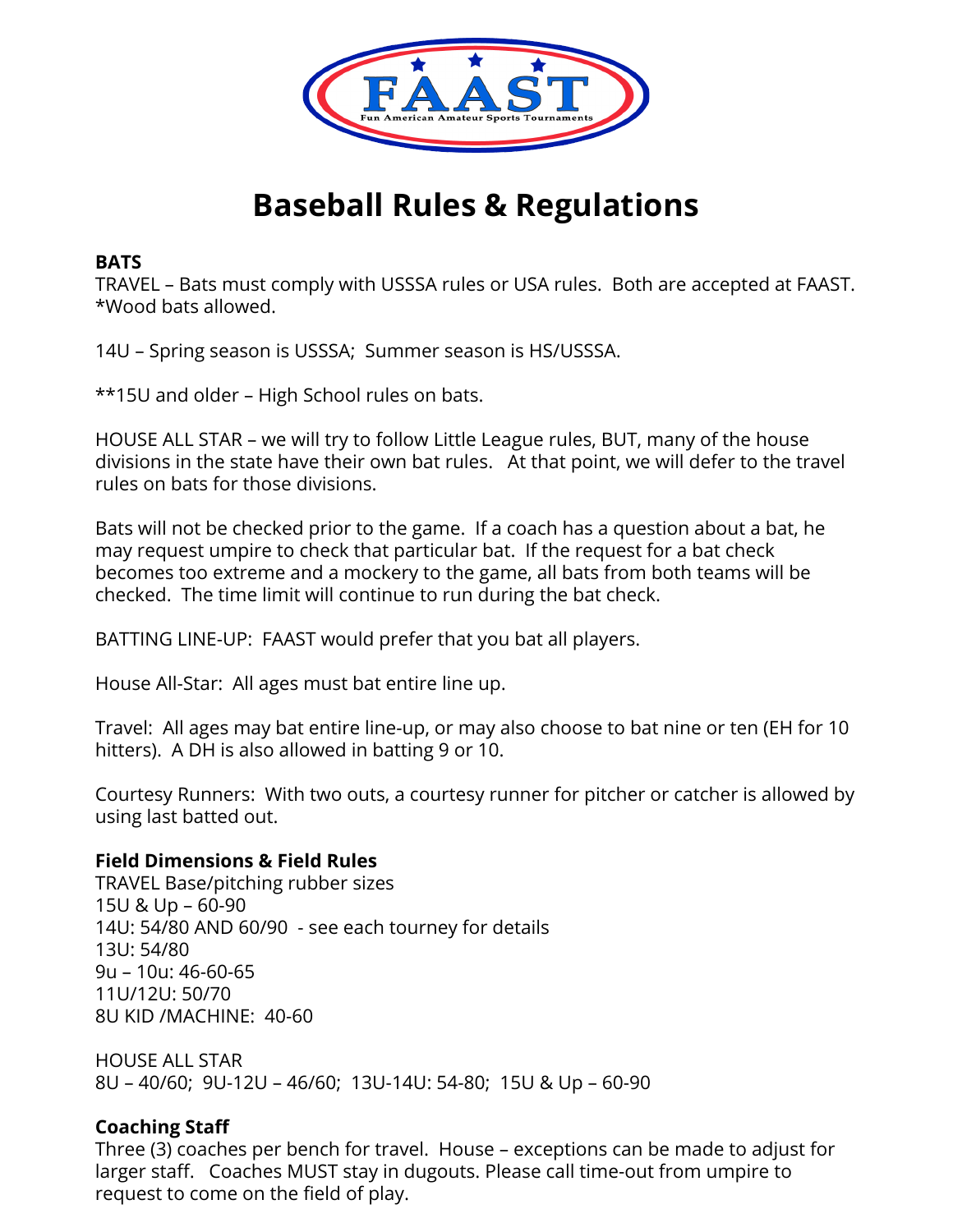# Baseball Rules & Regulations

**BATS**

TRAVEL – Bats must comply with USSSA rules or USA rules. Both are accepted at FAAST. *Wood bats allowed.

14U – Spring season is USSSA; Summer season is HS/USSSA.

**15U and older – High School rules on bats.

HOUSE ALL STAR – we will try to follow Little League rules, BUT, many of the house divisions in the state have their own bat rules. At that point, we will defer to the travel rules on bats for those divisions.

Bats will not be checked prior to the game. If a coach has a question about a bat, he may request umpire to check that particular bat. If the request for a bat check becomes too extreme and a mockery to the game, all bats from both teams will be checked. The time limit will continue to run during the bat check.

BATTING LINE-UP: FAAST would prefer that you bat all players.

House All-Star: All ages must bat entire line up.

Travel: All ages may bat entire line-up, or may also choose to bat nine or ten (EH for 10 hitters). A DH is also allowed in batting 9 or 10.

Courtesy Runners: With two outs, a courtesy runner for pitcher or catcher is allowed by using last batted out.

**Field Dimensions & Field Rules**

TRAVEL Base/pitching rubber sizes
15U & Up – 60-90
14U: 54/80 AND 60/90 - see each tourney for details
13U: 54/80
9u – 10u: 46-60-65
11U/12U: 50/70
8U KID /MACHINE: 40-60

HOUSE ALL STAR
8U – 40/60; 9U-12U – 46/60; 13U-14U: 54-80; 15U & Up – 60-90

**Coaching Staff**

Three (3) coaches per bench for travel. House – exceptions can be made to adjust for larger staff. Coaches MUST stay in dugouts. Please call time-out from umpire to request to come on the field of play.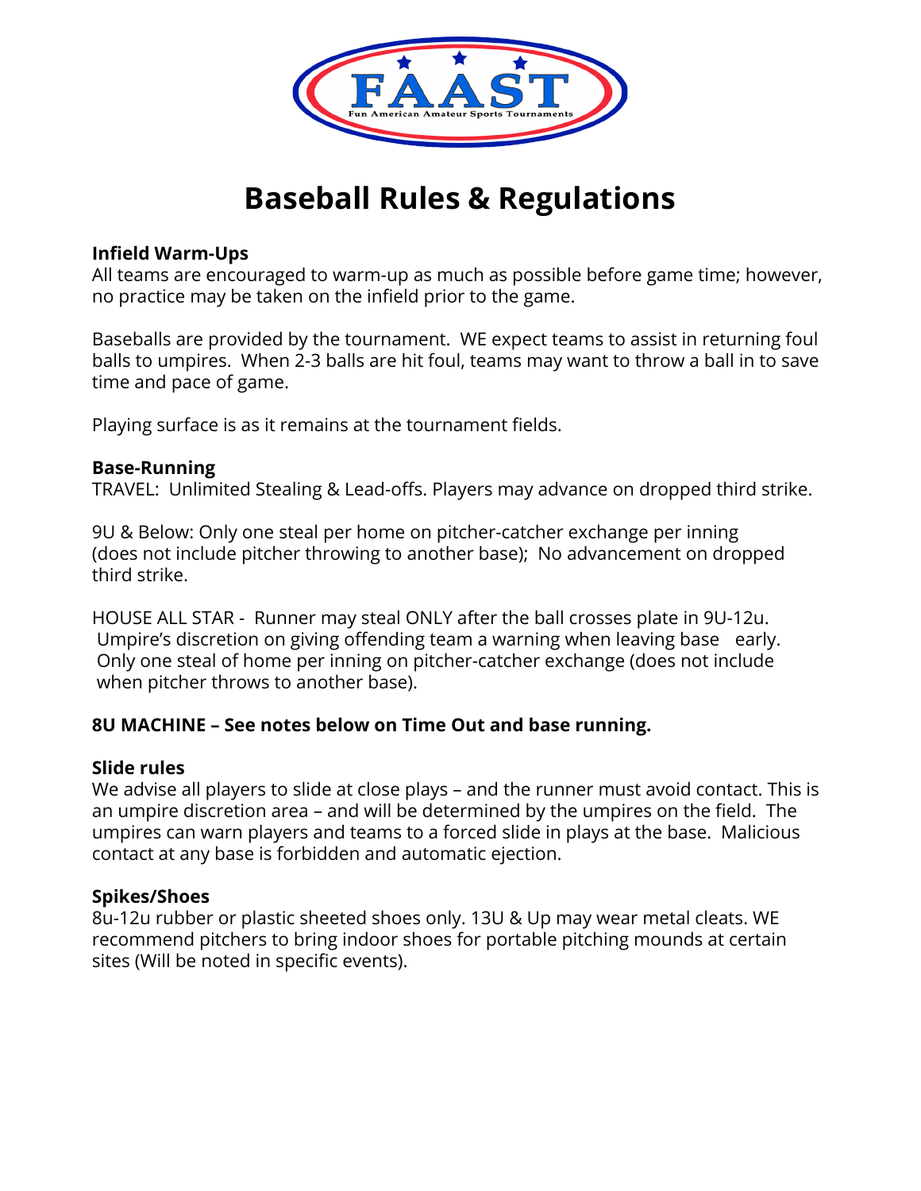FAAST

Fun American Amateur Sports Tournaments

# Baseball Rules & Regulations

**Infield Warm-Ups**
All teams are encouraged to warm-up as much as possible before game time; however, no practice may be taken on the infield prior to the game.

Baseballs are provided by the tournament. WE expect teams to assist in returning foul balls to umpires. When 2-3 balls are hit foul, teams may want to throw a ball in to save time and pace of game.

Playing surface is as it remains at the tournament fields.

**Base-Running**
TRAVEL: Unlimited Stealing & Lead-offs. Players may advance on dropped third strike.

9U & Below: Only one steal per home on pitcher-catcher exchange per inning (does not include pitcher throwing to another base); No advancement on dropped third strike.

HOUSE ALL STAR - Runner may steal ONLY after the ball crosses plate in 9U-12u. Umpire's discretion on giving offending team a warning when leaving base early. Only one steal of home per inning on pitcher-catcher exchange (does not include when pitcher throws to another base).

**8U MACHINE – See notes below on Time Out and base running.**

**Slide rules**
We advise all players to slide at close plays – and the runner must avoid contact. This is an umpire discretion area – and will be determined by the umpires on the field. The umpires can warn players and teams to a forced slide in plays at the base. Malicious contact at any base is forbidden and automatic ejection.

**Spikes/Shoes**
8u-12u rubber or plastic sheeted shoes only. 13U & Up may wear metal cleats. WE recommend pitchers to bring indoor shoes for portable pitching mounds at certain sites (Will be noted in specific events).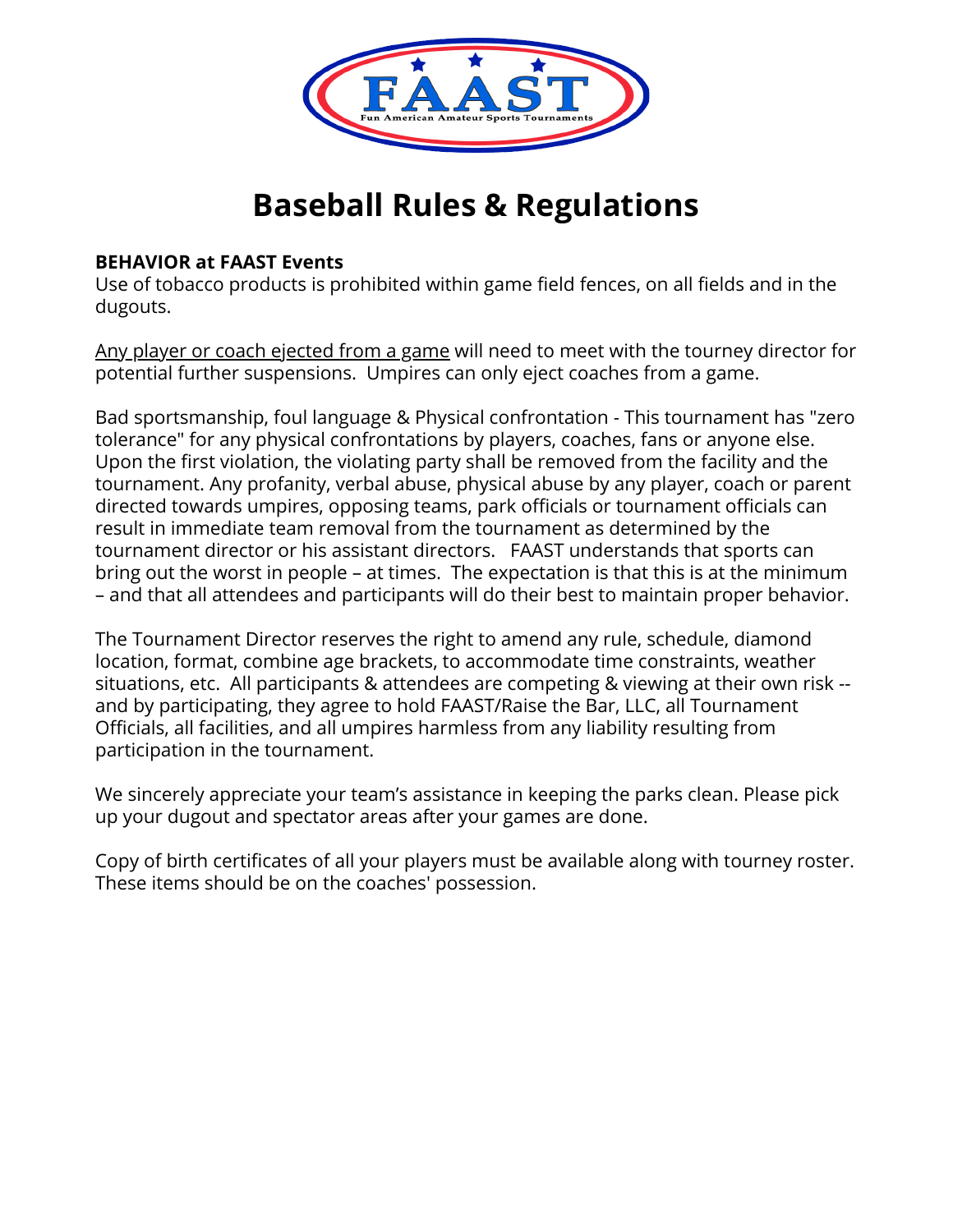# Baseball Rules & Regulations

**BEHAVIOR at FAAST Events**

Use of tobacco products is prohibited within game field fences, on all fields and in the dugouts.

Any player or coach ejected from a game will need to meet with the tourney director for potential further suspensions. Umpires can only eject coaches from a game.

Bad sportsmanship, foul language & Physical confrontation - This tournament has "zero tolerance" for any physical confrontations by players, coaches, fans or anyone else. Upon the first violation, the violating party shall be removed from the facility and the tournament. Any profanity, verbal abuse, physical abuse by any player, coach or parent directed towards umpires, opposing teams, park officials or tournament officials can result in immediate team removal from the tournament as determined by the tournament director or his assistant directors. FAAST understands that sports can bring out the worst in people – at times. The expectation is that this is at the minimum – and that all attendees and participants will do their best to maintain proper behavior.

The Tournament Director reserves the right to amend any rule, schedule, diamond location, format, combine age brackets, to accommodate time constraints, weather situations, etc. All participants & attendees are competing & viewing at their own risk -- and by participating, they agree to hold FAAST/Raise the Bar, LLC, all Tournament Officials, all facilities, and all umpires harmless from any liability resulting from participation in the tournament.

We sincerely appreciate your team's assistance in keeping the parks clean. Please pick up your dugout and spectator areas after your games are done.

Copy of birth certificates of all your players must be available along with tourney roster. These items should be on the coaches' possession.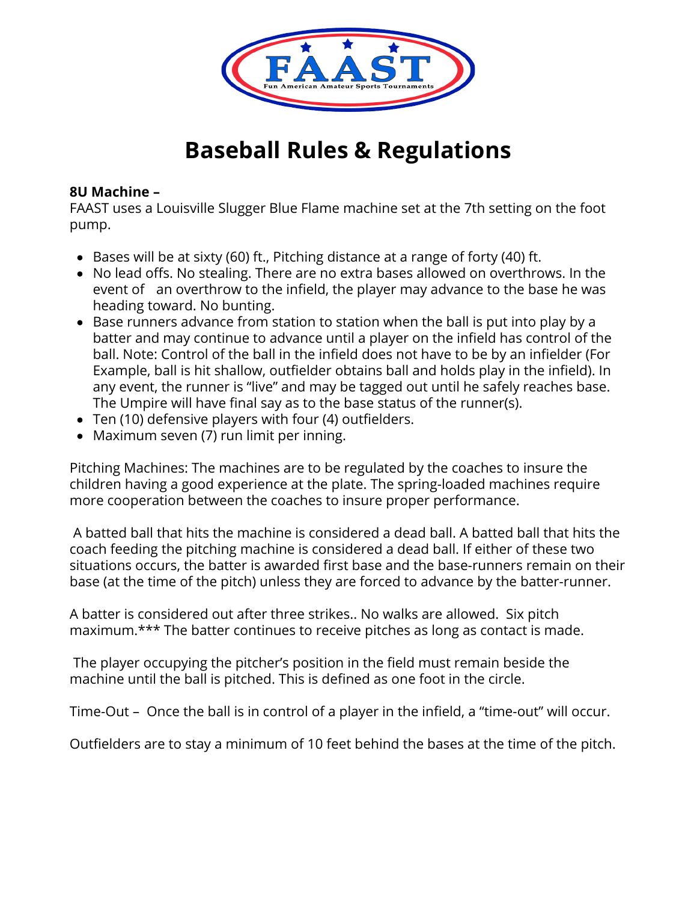FAAST

Fun American Amateur Sports Tournaments

# Baseball Rules & Regulations

**8U Machine –**
FAAST uses a Louisville Slugger Blue Flame machine set at the 7th setting on the foot pump.

- Bases will be at sixty (60) ft., Pitching distance at a range of forty (40) ft.
- No lead offs. No stealing. There are no extra bases allowed on overthrows. In the event of an overthrow to the infield, the player may advance to the base he was heading toward. No bunting.
- Base runners advance from station to station when the ball is put into play by a batter and may continue to advance until a player on the infield has control of the ball. Note: Control of the ball in the infield does not have to be by an infielder (For Example, ball is hit shallow, outfielder obtains ball and holds play in the infield). In any event, the runner is "live" and may be tagged out until he safely reaches base. The Umpire will have final say as to the base status of the runner(s).
- Ten (10) defensive players with four (4) outfielders.
- Maximum seven (7) run limit per inning.

Pitching Machines: The machines are to be regulated by the coaches to insure the children having a good experience at the plate. The spring-loaded machines require more cooperation between the coaches to insure proper performance.

A batted ball that hits the machine is considered a dead ball. A batted ball that hits the coach feeding the pitching machine is considered a dead ball. If either of these two situations occurs, the batter is awarded first base and the base-runners remain on their base (at the time of the pitch) unless they are forced to advance by the batter-runner.

A batter is considered out after three strikes.. No walks are allowed. Six pitch maximum.*** The batter continues to receive pitches as long as contact is made.

The player occupying the pitcher's position in the field must remain beside the machine until the ball is pitched. This is defined as one foot in the circle.

Time-Out – Once the ball is in control of a player in the infield, a "time-out" will occur.

Outfielders are to stay a minimum of 10 feet behind the bases at the time of the pitch.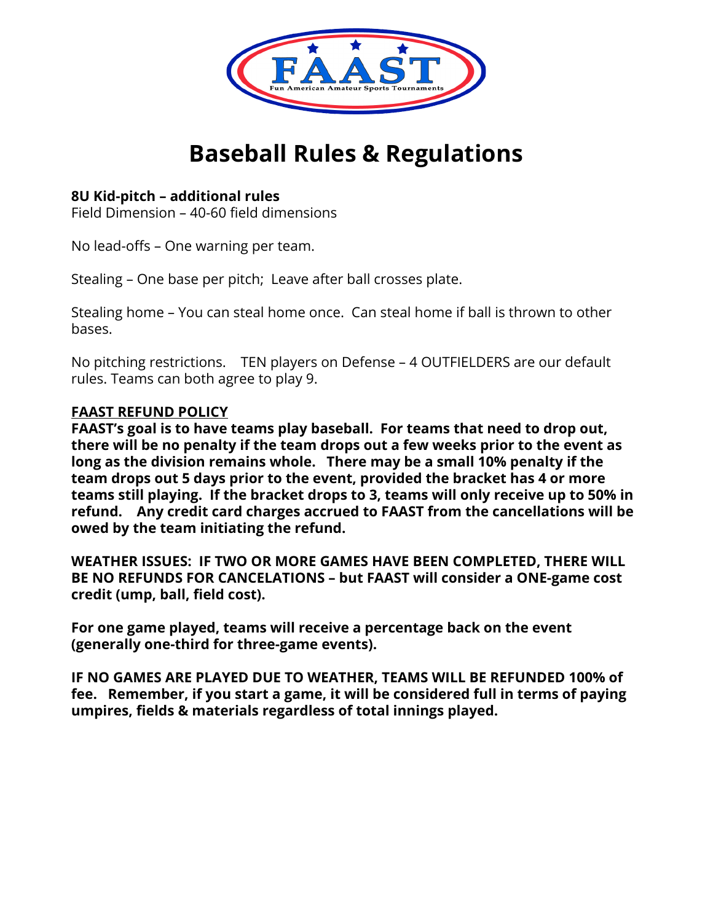FAAST

Fun American Amateur Sports Tournaments

# Baseball Rules & Regulations

**8U Kid-pitch – additional rules**
Field Dimension – 40-60 field dimensions

No lead-offs – One warning per team.

Stealing – One base per pitch; Leave after ball crosses plate.

Stealing home – You can steal home once. Can steal home if ball is thrown to other bases.

No pitching restrictions. TEN players on Defense – 4 OUTFIELDERS are our default rules. Teams can both agree to play 9.

**FAAST REFUND POLICY**

**FAAST's goal is to have teams play baseball. For teams that need to drop out, there will be no penalty if the team drops out a few weeks prior to the event as long as the division remains whole. There may be a small 10% penalty if the team drops out 5 days prior to the event, provided the bracket has 4 or more teams still playing. If the bracket drops to 3, teams will only receive up to 50% in refund. Any credit card charges accrued to FAAST from the cancellations will be owed by the team initiating the refund.**

**WEATHER ISSUES: IF TWO OR MORE GAMES HAVE BEEN COMPLETED, THERE WILL BE NO REFUNDS FOR CANCELATIONS – but FAAST will consider a ONE-game cost credit (ump, ball, field cost).**

**For one game played, teams will receive a percentage back on the event (generally one-third for three-game events).**

**IF NO GAMES ARE PLAYED DUE TO WEATHER, TEAMS WILL BE REFUNDED 100% of fee. Remember, if you start a game, it will be considered full in terms of paying umpires, fields & materials regardless of total innings played.**